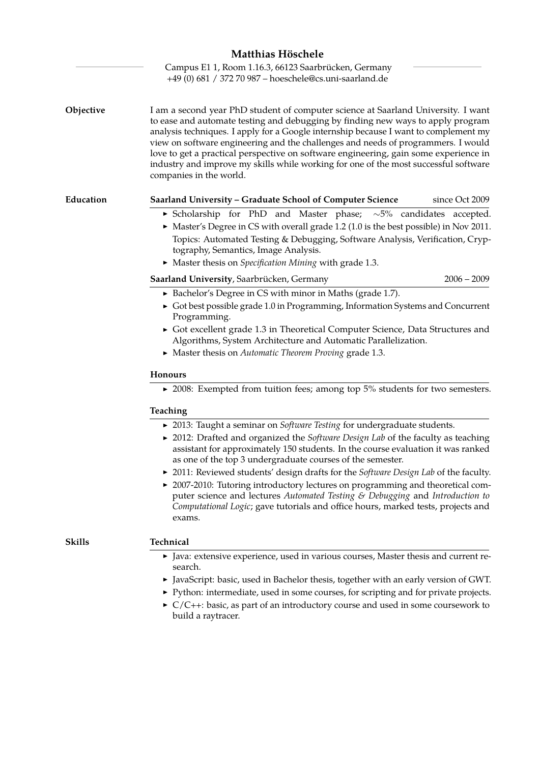# Matthias Höschele

Campus E1 1, Room 1.16.3, 66123 Saarbrücken, Germany
+49 (0) 681 / 372 70 987 – hoeschele@cs.uni-saarland.de

## Objective

I am a second year PhD student of computer science at Saarland University. I want to ease and automate testing and debugging by finding new ways to apply program analysis techniques. I apply for a Google internship because I want to complement my view on software engineering and the challenges and needs of programmers. I would love to get a practical perspective on software engineering, gain some experience in industry and improve my skills while working for one of the most successful software companies in the world.

## Education

**Saarland University – Graduate School of Computer Science** — since Oct 2009

- Scholarship for PhD and Master phase; $\sim$5% candidates accepted.
- Master's Degree in CS with overall grade 1.2 (1.0 is the best possible) in Nov 2011. Topics: Automated Testing & Debugging, Software Analysis, Verification, Cryptography, Semantics, Image Analysis.
- Master thesis on *Specification Mining* with grade 1.3.

**Saarland University**, Saarbrücken, Germany — 2006 – 2009

- Bachelor's Degree in CS with minor in Maths (grade 1.7).
- Got best possible grade 1.0 in Programming, Information Systems and Concurrent Programming.
- Got excellent grade 1.3 in Theoretical Computer Science, Data Structures and Algorithms, System Architecture and Automatic Parallelization.
- Master thesis on *Automatic Theorem Proving* grade 1.3.

### Honours

- 2008: Exempted from tuition fees; among top 5% students for two semesters.

### Teaching

- 2013: Taught a seminar on *Software Testing* for undergraduate students.
- 2012: Drafted and organized the *Software Design Lab* of the faculty as teaching assistant for approximately 150 students. In the course evaluation it was ranked as one of the top 3 undergraduate courses of the semester.
- 2011: Reviewed students' design drafts for the *Software Design Lab* of the faculty.
- 2007-2010: Tutoring introductory lectures on programming and theoretical computer science and lectures *Automated Testing & Debugging* and *Introduction to Computational Logic*; gave tutorials and office hours, marked tests, projects and exams.

## Skills

### Technical

- Java: extensive experience, used in various courses, Master thesis and current research.
- JavaScript: basic, used in Bachelor thesis, together with an early version of GWT.
- Python: intermediate, used in some courses, for scripting and for private projects.
- C/C++: basic, as part of an introductory course and used in some coursework to build a raytracer.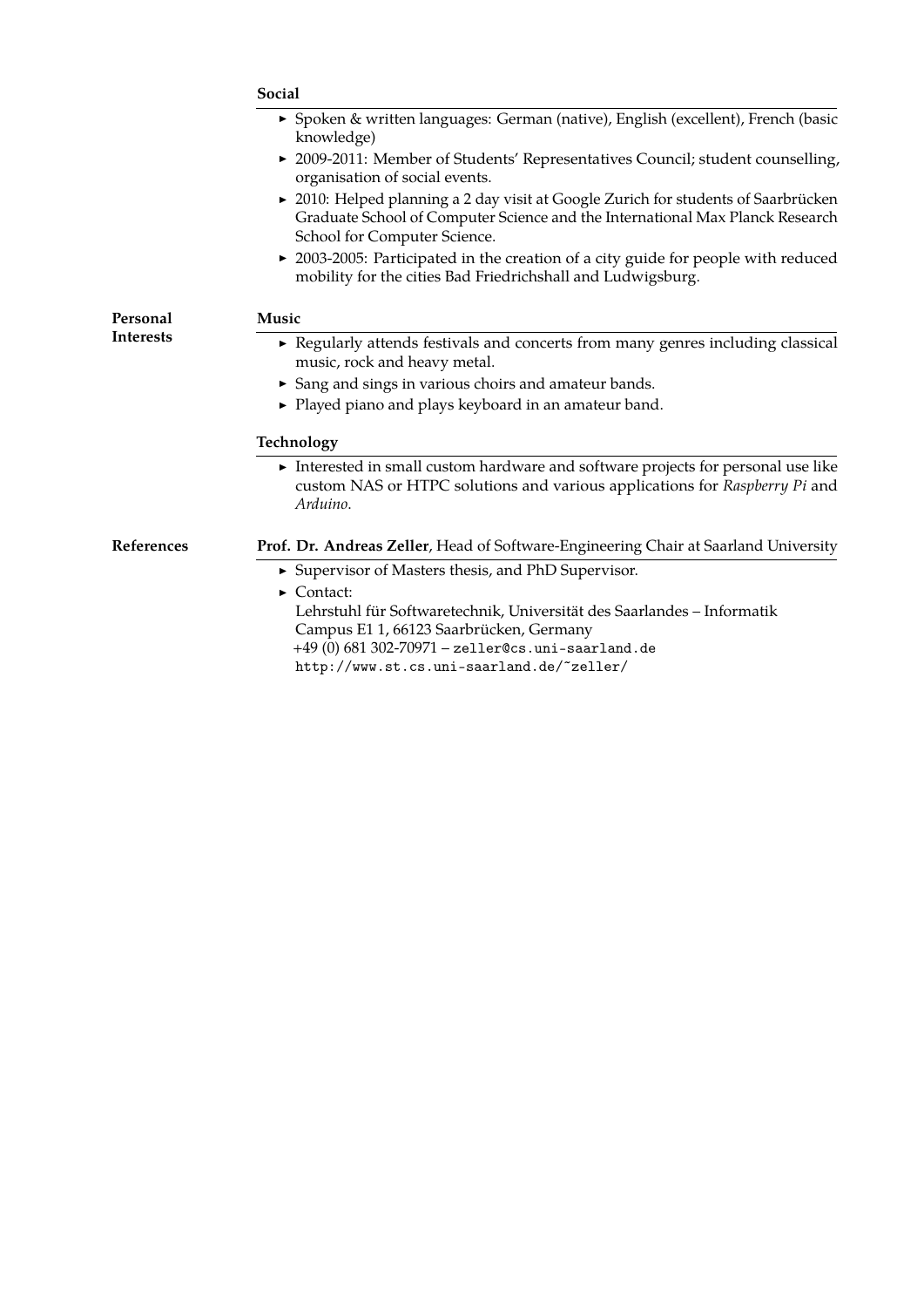### Social

- Spoken & written languages: German (native), English (excellent), French (basic knowledge)
- 2009-2011: Member of Students' Representatives Council; student counselling, organisation of social events.
- 2010: Helped planning a 2 day visit at Google Zurich for students of Saarbrücken Graduate School of Computer Science and the International Max Planck Research School for Computer Science.
- 2003-2005: Participated in the creation of a city guide for people with reduced mobility for the cities Bad Friedrichshall and Ludwigsburg.

## Personal Interests

### Music

- Regularly attends festivals and concerts from many genres including classical music, rock and heavy metal.
- Sang and sings in various choirs and amateur bands.
- Played piano and plays keyboard in an amateur band.

### Technology

- Interested in small custom hardware and software projects for personal use like custom NAS or HTPC solutions and various applications for *Raspberry Pi* and *Arduino*.

## References

**Prof. Dr. Andreas Zeller**, Head of Software-Engineering Chair at Saarland University

- Supervisor of Masters thesis, and PhD Supervisor.
- Contact:
  Lehrstuhl für Softwaretechnik, Universität des Saarlandes – Informatik
  Campus E1 1, 66123 Saarbrücken, Germany
  +49 (0) 681 302-70971 – `zeller@cs.uni-saarland.de`
  `http://www.st.cs.uni-saarland.de/~zeller/`